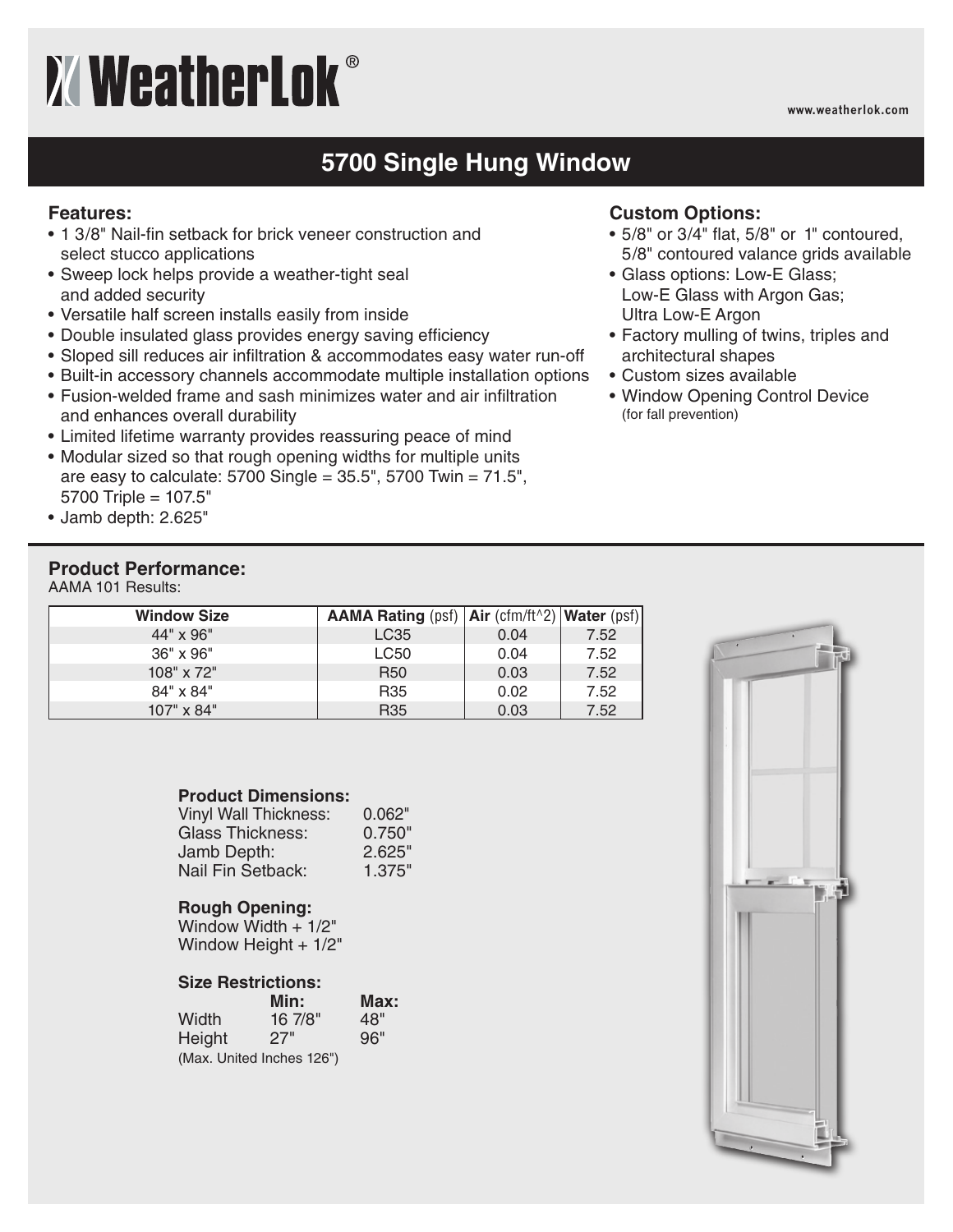# WeatherLok®

www.weatherlok.com

## 5700 Single Hung Window

### Features:

- 1 3/8" Nail-fin setback for brick veneer construction and select stucco applications
- Sweep lock helps provide a weather-tight seal and added security
- Versatile half screen installs easily from inside
- Double insulated glass provides energy saving efficiency
- Sloped sill reduces air infiltration & accommodates easy water run-off
- Built-in accessory channels accommodate multiple installation options
- Fusion-welded frame and sash minimizes water and air infiltration and enhances overall durability
- Limited lifetime warranty provides reassuring peace of mind
- Modular sized so that rough opening widths for multiple units are easy to calculate: 5700 Single = 35.5", 5700 Twin = 71.5", 5700 Triple = 107.5"
- Jamb depth: 2.625"

### Custom Options:

- 5/8" or 3/4" flat, 5/8" or 1" contoured, 5/8" contoured valance grids available
- Glass options: Low-E Glass; Low-E Glass with Argon Gas; Ultra Low-E Argon
- Factory mulling of twins, triples and architectural shapes
- Custom sizes available
- Window Opening Control Device (for fall prevention)

### Product Performance:

AAMA 101 Results:

| Window Size | **AAMA Rating** (psf) | **Air** (cfm/ft^2) | **Water** (psf) |
|---|---|---|---|
| 44" x 96" | LC35 | 0.04 | 7.52 |
| 36" x 96" | LC50 | 0.04 | 7.52 |
| 108" x 72" | R50 | 0.03 | 7.52 |
| 84" x 84" | R35 | 0.02 | 7.52 |
| 107" x 84" | R35 | 0.03 | 7.52 |

**Product Dimensions:**

| | |
|---|---|
| Vinyl Wall Thickness: | 0.062" |
| Glass Thickness: | 0.750" |
| Jamb Depth: | 2.625" |
| Nail Fin Setback: | 1.375" |

**Rough Opening:**

Window Width + 1/2"
Window Height + 1/2"

**Size Restrictions:**

| | **Min:** | **Max:** |
|---|---|---|
| Width | 16 7/8" | 48" |
| Height | 27" | 96" |

(Max. United Inches 126")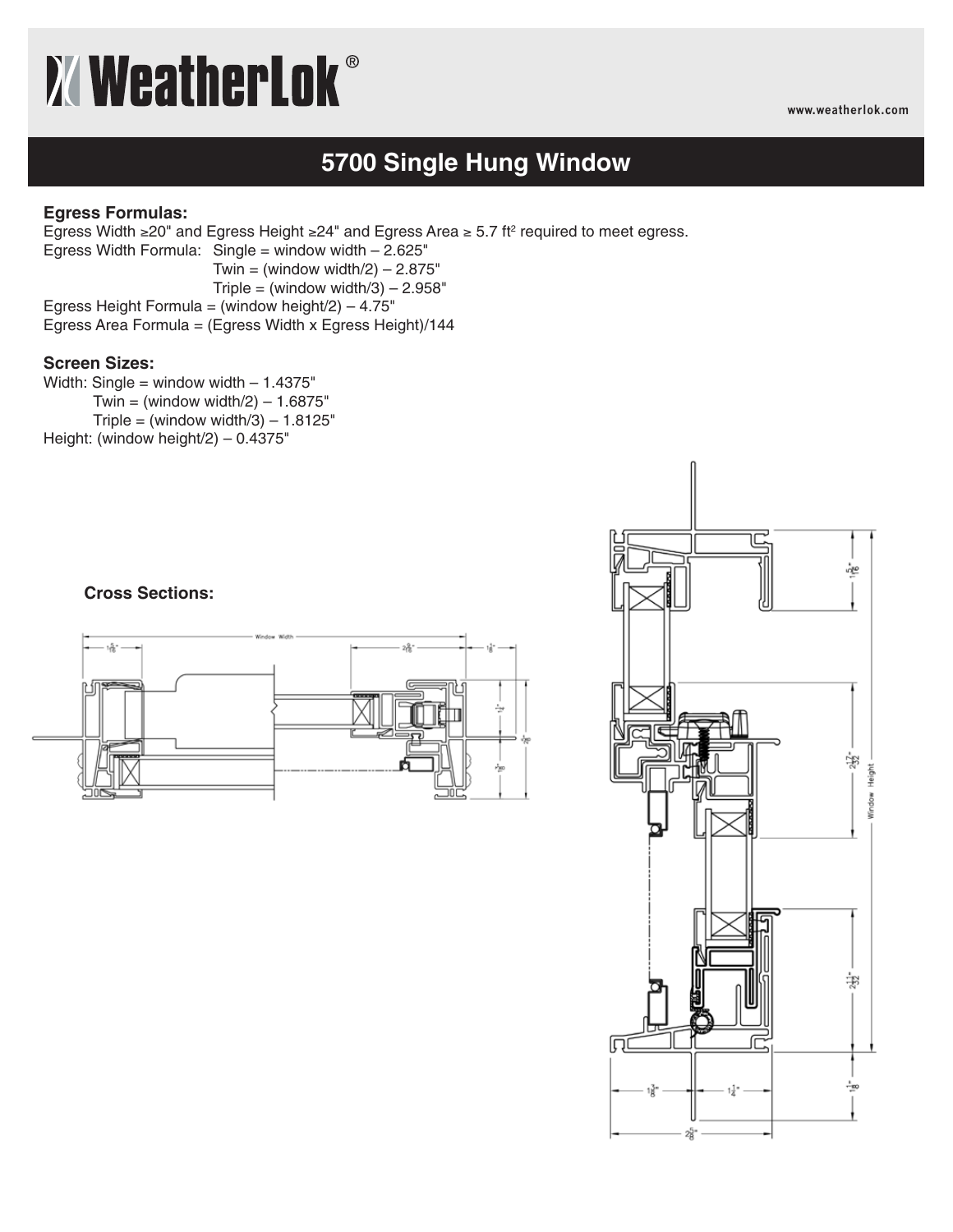# WeatherLok®

www.weatherlok.com

## 5700 Single Hung Window

### Egress Formulas:

Egress Width ≥20" and Egress Height ≥24" and Egress Area ≥ 5.7 $ft^2$ required to meet egress.

Egress Width Formula: Single = window width – 2.625"
Twin = (window width/2) – 2.875"
Triple = (window width/3) – 2.958"

Egress Height Formula = (window height/2) – 4.75"

Egress Area Formula = (Egress Width x Egress Height)/144

### Screen Sizes:

Width: Single = window width – 1.4375"
Twin = (window width/2) – 1.6875"
Triple = (window width/3) – 1.8125"

Height: (window height/2) – 0.4375"

### Cross Sections: